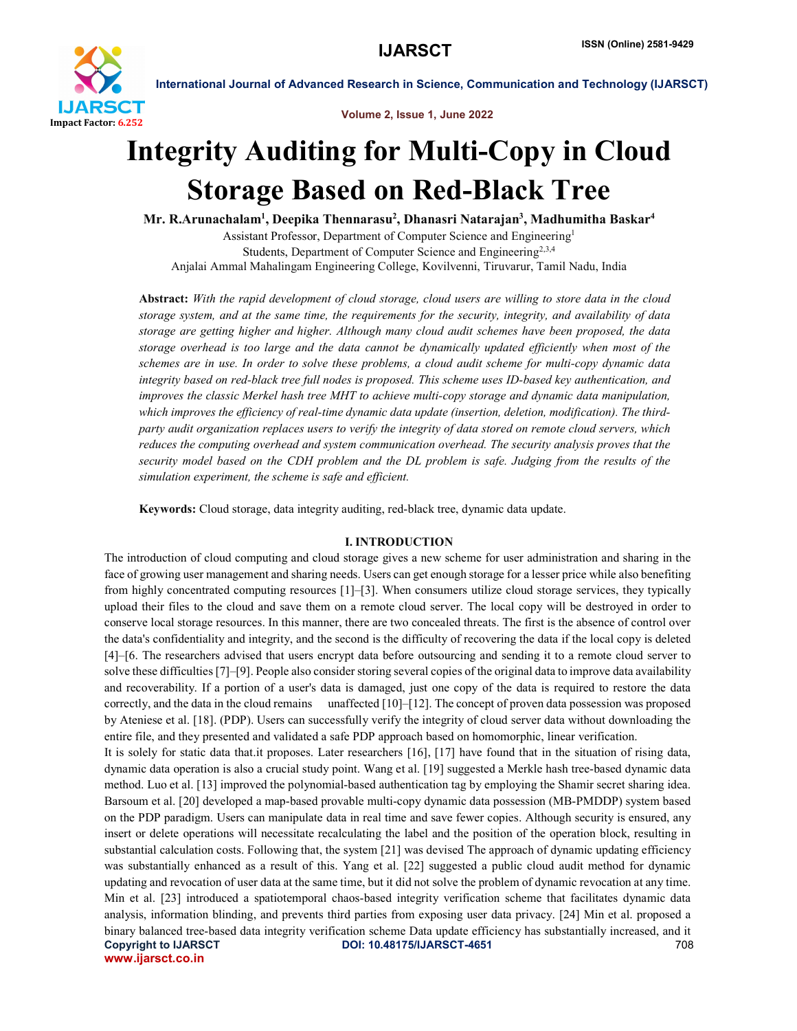# Integrity Auditing for Multi-Copy in Cloud Storage Based on Red-Black Tree

**Mr. R.Arunachalam[1], Deepika Thennarasu[2], Dhanasri Natarajan[3], Madhumitha Baskar[4]**

Assistant Professor, Department of Computer Science and Engineering[1]

Students, Department of Computer Science and Engineering[2,3,4]

Anjalai Ammal Mahalingam Engineering College, Kovilvenni, Tiruvarur, Tamil Nadu, India

**Abstract:** *With the rapid development of cloud storage, cloud users are willing to store data in the cloud storage system, and at the same time, the requirements for the security, integrity, and availability of data storage are getting higher and higher. Although many cloud audit schemes have been proposed, the data storage overhead is too large and the data cannot be dynamically updated efficiently when most of the schemes are in use. In order to solve these problems, a cloud audit scheme for multi-copy dynamic data integrity based on red-black tree full nodes is proposed. This scheme uses ID-based key authentication, and improves the classic Merkel hash tree MHT to achieve multi-copy storage and dynamic data manipulation, which improves the efficiency of real-time dynamic data update (insertion, deletion, modification). The third-party audit organization replaces users to verify the integrity of data stored on remote cloud servers, which reduces the computing overhead and system communication overhead. The security analysis proves that the security model based on the CDH problem and the DL problem is safe. Judging from the results of the simulation experiment, the scheme is safe and efficient.*

**Keywords:** Cloud storage, data integrity auditing, red-black tree, dynamic data update.

## I. INTRODUCTION

The introduction of cloud computing and cloud storage gives a new scheme for user administration and sharing in the face of growing user management and sharing needs. Users can get enough storage for a lesser price while also benefiting from highly concentrated computing resources [1]–[3]. When consumers utilize cloud storage services, they typically upload their files to the cloud and save them on a remote cloud server. The local copy will be destroyed in order to conserve local storage resources. In this manner, there are two concealed threats. The first is the absence of control over the data's confidentiality and integrity, and the second is the difficulty of recovering the data if the local copy is deleted [4]–[6. The researchers advised that users encrypt data before outsourcing and sending it to a remote cloud server to solve these difficulties [7]–[9]. People also consider storing several copies of the original data to improve data availability and recoverability. If a portion of a user's data is damaged, just one copy of the data is required to restore the data correctly, and the data in the cloud remains unaffected [10]–[12]. The concept of proven data possession was proposed by Ateniese et al. [18]. (PDP). Users can successfully verify the integrity of cloud server data without downloading the entire file, and they presented and validated a safe PDP approach based on homomorphic, linear verification.

It is solely for static data that.it proposes. Later researchers [16], [17] have found that in the situation of rising data, dynamic data operation is also a crucial study point. Wang et al. [19] suggested a Merkle hash tree-based dynamic data method. Luo et al. [13] improved the polynomial-based authentication tag by employing the Shamir secret sharing idea. Barsoum et al. [20] developed a map-based provable multi-copy dynamic data possession (MB-PMDDP) system based on the PDP paradigm. Users can manipulate data in real time and save fewer copies. Although security is ensured, any insert or delete operations will necessitate recalculating the label and the position of the operation block, resulting in substantial calculation costs. Following that, the system [21] was devised The approach of dynamic updating efficiency was substantially enhanced as a result of this. Yang et al. [22] suggested a public cloud audit method for dynamic updating and revocation of user data at the same time, but it did not solve the problem of dynamic revocation at any time. Min et al. [23] introduced a spatiotemporal chaos-based integrity verification scheme that facilitates dynamic data analysis, information blinding, and prevents third parties from exposing user data privacy. [24] Min et al. proposed a binary balanced tree-based data integrity verification scheme Data update efficiency has substantially increased, and it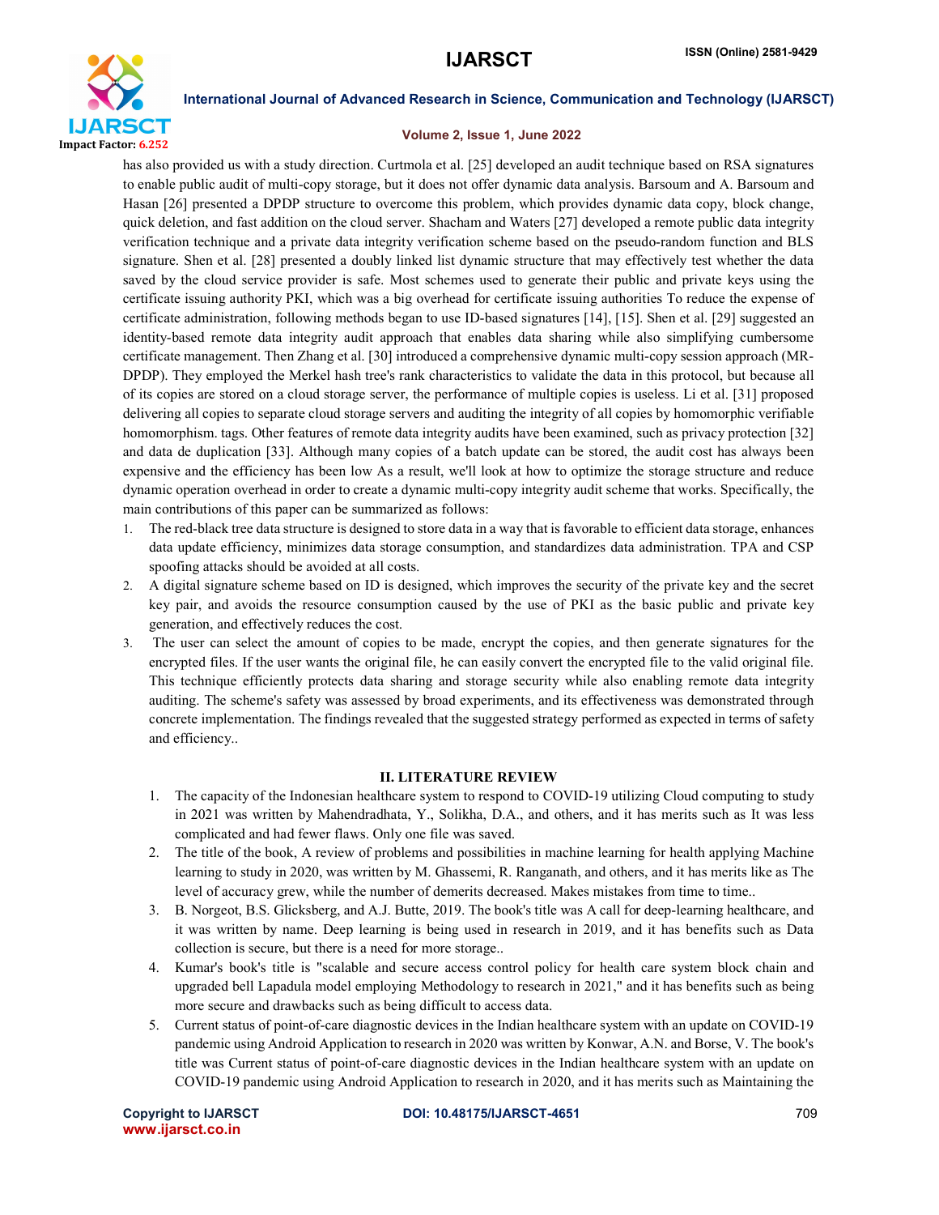has also provided us with a study direction. Curtmola et al. [25] developed an audit technique based on RSA signatures to enable public audit of multi-copy storage, but it does not offer dynamic data analysis. Barsoum and A. Barsoum and Hasan [26] presented a DPDP structure to overcome this problem, which provides dynamic data copy, block change, quick deletion, and fast addition on the cloud server. Shacham and Waters [27] developed a remote public data integrity verification technique and a private data integrity verification scheme based on the pseudo-random function and BLS signature. Shen et al. [28] presented a doubly linked list dynamic structure that may effectively test whether the data saved by the cloud service provider is safe. Most schemes used to generate their public and private keys using the certificate issuing authority PKI, which was a big overhead for certificate issuing authorities To reduce the expense of certificate administration, following methods began to use ID-based signatures [14], [15]. Shen et al. [29] suggested an identity-based remote data integrity audit approach that enables data sharing while also simplifying cumbersome certificate management. Then Zhang et al. [30] introduced a comprehensive dynamic multi-copy session approach (MR-DPDP). They employed the Merkel hash tree's rank characteristics to validate the data in this protocol, but because all of its copies are stored on a cloud storage server, the performance of multiple copies is useless. Li et al. [31] proposed delivering all copies to separate cloud storage servers and auditing the integrity of all copies by homomorphic verifiable homomorphism. tags. Other features of remote data integrity audits have been examined, such as privacy protection [32] and data de duplication [33]. Although many copies of a batch update can be stored, the audit cost has always been expensive and the efficiency has been low As a result, we'll look at how to optimize the storage structure and reduce dynamic operation overhead in order to create a dynamic multi-copy integrity audit scheme that works. Specifically, the main contributions of this paper can be summarized as follows:

1. The red-black tree data structure is designed to store data in a way that is favorable to efficient data storage, enhances data update efficiency, minimizes data storage consumption, and standardizes data administration. TPA and CSP spoofing attacks should be avoided at all costs.
2. A digital signature scheme based on ID is designed, which improves the security of the private key and the secret key pair, and avoids the resource consumption caused by the use of PKI as the basic public and private key generation, and effectively reduces the cost.
3. The user can select the amount of copies to be made, encrypt the copies, and then generate signatures for the encrypted files. If the user wants the original file, he can easily convert the encrypted file to the valid original file. This technique efficiently protects data sharing and storage security while also enabling remote data integrity auditing. The scheme's safety was assessed by broad experiments, and its effectiveness was demonstrated through concrete implementation. The findings revealed that the suggested strategy performed as expected in terms of safety and efficiency..

## II. LITERATURE REVIEW

1. The capacity of the Indonesian healthcare system to respond to COVID-19 utilizing Cloud computing to study in 2021 was written by Mahendradhata, Y., Solikha, D.A., and others, and it has merits such as It was less complicated and had fewer flaws. Only one file was saved.
2. The title of the book, A review of problems and possibilities in machine learning for health applying Machine learning to study in 2020, was written by M. Ghassemi, R. Ranganath, and others, and it has merits like as The level of accuracy grew, while the number of demerits decreased. Makes mistakes from time to time..
3. B. Norgeot, B.S. Glicksberg, and A.J. Butte, 2019. The book's title was A call for deep-learning healthcare, and it was written by name. Deep learning is being used in research in 2019, and it has benefits such as Data collection is secure, but there is a need for more storage..
4. Kumar's book's title is "scalable and secure access control policy for health care system block chain and upgraded bell Lapadula model employing Methodology to research in 2021," and it has benefits such as being more secure and drawbacks such as being difficult to access data.
5. Current status of point-of-care diagnostic devices in the Indian healthcare system with an update on COVID-19 pandemic using Android Application to research in 2020 was written by Konwar, A.N. and Borse, V. The book's title was Current status of point-of-care diagnostic devices in the Indian healthcare system with an update on COVID-19 pandemic using Android Application to research in 2020, and it has merits such as Maintaining the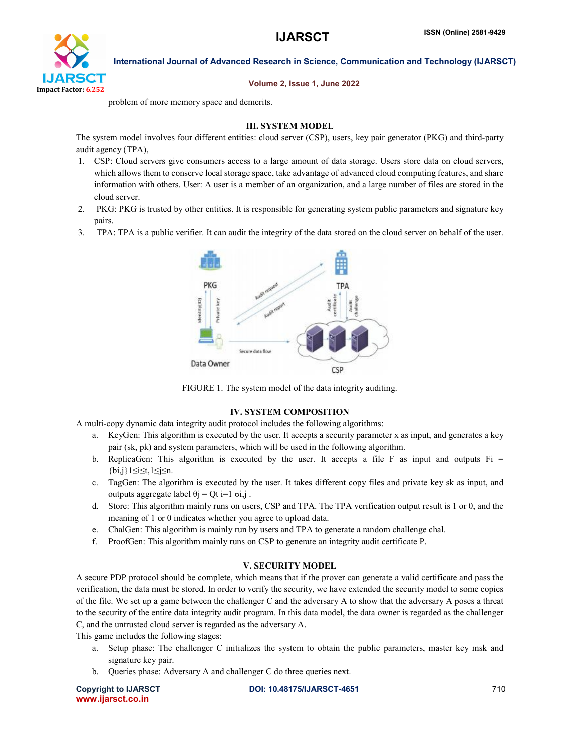problem of more memory space and demerits.

## III. SYSTEM MODEL

The system model involves four different entities: cloud server (CSP), users, key pair generator (PKG) and third-party audit agency (TPA),

1. CSP: Cloud servers give consumers access to a large amount of data storage. Users store data on cloud servers, which allows them to conserve local storage space, take advantage of advanced cloud computing features, and share information with others. User: A user is a member of an organization, and a large number of files are stored in the cloud server.
2. PKG: PKG is trusted by other entities. It is responsible for generating system public parameters and signature key pairs.
3. TPA: TPA is a public verifier. It can audit the integrity of the data stored on the cloud server on behalf of the user.

FIGURE 1. The system model of the data integrity auditing.

## IV. SYSTEM COMPOSITION

A multi-copy dynamic data integrity audit protocol includes the following algorithms:

a. KeyGen: This algorithm is executed by the user. It accepts a security parameter x as input, and generates a key pair (sk, pk) and system parameters, which will be used in the following algorithm.
b. ReplicaGen: This algorithm is executed by the user. It accepts a file F as input and outputs $F_i = \{b_{i,j}\}_{1 \leq i \leq t, 1 \leq j \leq n}$.
c. TagGen: The algorithm is executed by the user. It takes different copy files and private key sk as input, and outputs aggregate label $\theta_j = \prod_{i=1}^{t} \sigma_{i,j}$ .
d. Store: This algorithm mainly runs on users, CSP and TPA. The TPA verification output result is 1 or 0, and the meaning of 1 or 0 indicates whether you agree to upload data.
e. ChalGen: This algorithm is mainly run by users and TPA to generate a random challenge chal.
f. ProofGen: This algorithm mainly runs on CSP to generate an integrity audit certificate P.

## V. SECURITY MODEL

A secure PDP protocol should be complete, which means that if the prover can generate a valid certificate and pass the verification, the data must be stored. In order to verify the security, we have extended the security model to some copies of the file. We set up a game between the challenger C and the adversary A to show that the adversary A poses a threat to the security of the entire data integrity audit program. In this data model, the data owner is regarded as the challenger C, and the untrusted cloud server is regarded as the adversary A.

This game includes the following stages:

a. Setup phase: The challenger C initializes the system to obtain the public parameters, master key msk and signature key pair.
b. Queries phase: Adversary A and challenger C do three queries next.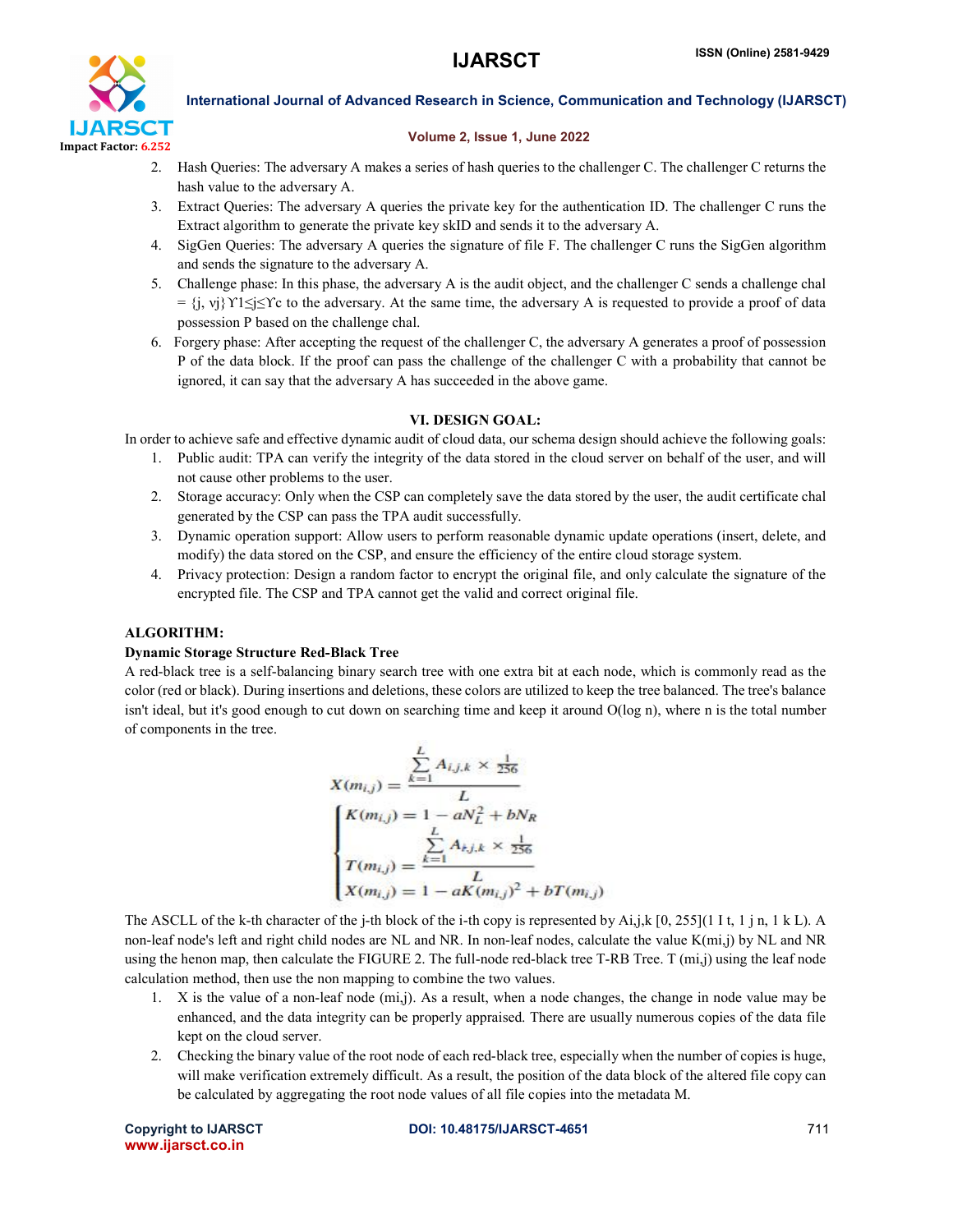2. Hash Queries: The adversary A makes a series of hash queries to the challenger C. The challenger C returns the hash value to the adversary A.
3. Extract Queries: The adversary A queries the private key for the authentication ID. The challenger C runs the Extract algorithm to generate the private key skID and sends it to the adversary A.
4. SigGen Queries: The adversary A queries the signature of file F. The challenger C runs the SigGen algorithm and sends the signature to the adversary A.
5. Challenge phase: In this phase, the adversary A is the audit object, and the challenger C sends a challenge chal = {j, vj}ϒ1≤j≤ϒc to the adversary. At the same time, the adversary A is requested to provide a proof of data possession P based on the challenge chal.
6. Forgery phase: After accepting the request of the challenger C, the adversary A generates a proof of possession P of the data block. If the proof can pass the challenge of the challenger C with a probability that cannot be ignored, it can say that the adversary A has succeeded in the above game.

## VI. DESIGN GOAL:

In order to achieve safe and effective dynamic audit of cloud data, our schema design should achieve the following goals:

1. Public audit: TPA can verify the integrity of the data stored in the cloud server on behalf of the user, and will not cause other problems to the user.
2. Storage accuracy: Only when the CSP can completely save the data stored by the user, the audit certificate chal generated by the CSP can pass the TPA audit successfully.
3. Dynamic operation support: Allow users to perform reasonable dynamic update operations (insert, delete, and modify) the data stored on the CSP, and ensure the efficiency of the entire cloud storage system.
4. Privacy protection: Design a random factor to encrypt the original file, and only calculate the signature of the encrypted file. The CSP and TPA cannot get the valid and correct original file.

### ALGORITHM:

**Dynamic Storage Structure Red-Black Tree**

A red-black tree is a self-balancing binary search tree with one extra bit at each node, which is commonly read as the color (red or black). During insertions and deletions, these colors are utilized to keep the tree balanced. The tree's balance isn't ideal, but it's good enough to cut down on searching time and keep it around O(log n), where n is the total number of components in the tree.

$$X(m_{i,j}) = \frac{\sum_{k=1}^{L} A_{i,j,k} \times \frac{1}{256}}{L}$$

$$\begin{cases} K(m_{i,j}) = 1 - aN_L^2 + bN_R \\ T(m_{i,j}) = \frac{\sum_{k=1}^{L} A_{i,j,k} \times \frac{1}{256}}{L} \\ X(m_{i,j}) = 1 - aK(m_{i,j})^2 + bT(m_{i,j}) \end{cases}$$

The ASCLL of the k-th character of the j-th block of the i-th copy is represented by Ai,j,k [0, 255](1 I t, 1 j n, 1 k L). A non-leaf node's left and right child nodes are NL and NR. In non-leaf nodes, calculate the value K(mi,j) by NL and NR using the henon map, then calculate the FIGURE 2. The full-node red-black tree T-RB Tree. T (mi,j) using the leaf node calculation method, then use the non mapping to combine the two values.

1. X is the value of a non-leaf node (mi,j). As a result, when a node changes, the change in node value may be enhanced, and the data integrity can be properly appraised. There are usually numerous copies of the data file kept on the cloud server.
2. Checking the binary value of the root node of each red-black tree, especially when the number of copies is huge, will make verification extremely difficult. As a result, the position of the data block of the altered file copy can be calculated by aggregating the root node values of all file copies into the metadata M.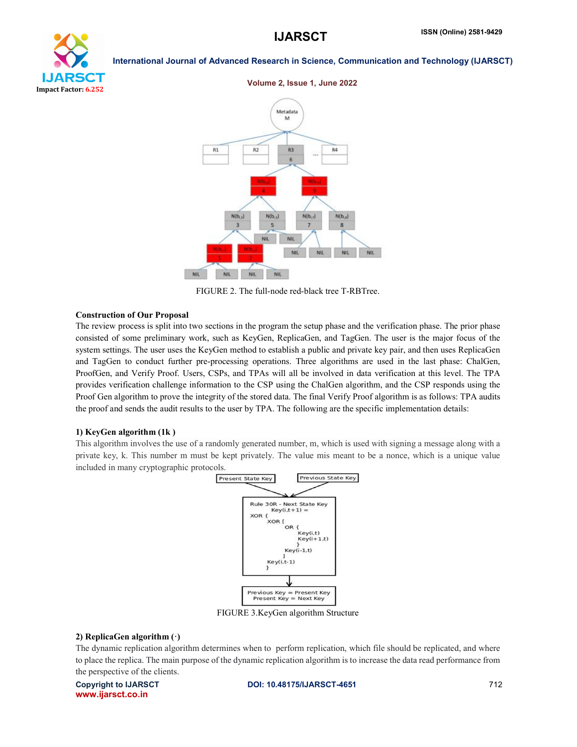FIGURE 2. The full-node red-black tree T-RBTree.

**Construction of Our Proposal**

The review process is split into two sections in the program the setup phase and the verification phase. The prior phase consisted of some preliminary work, such as KeyGen, ReplicaGen, and TagGen. The user is the major focus of the system settings. The user uses the KeyGen method to establish a public and private key pair, and then uses ReplicaGen and TagGen to conduct further pre-processing operations. Three algorithms are used in the last phase: ChalGen, ProofGen, and Verify Proof. Users, CSPs, and TPAs will all be involved in data verification at this level. The TPA provides verification challenge information to the CSP using the ChalGen algorithm, and the CSP responds using the Proof Gen algorithm to prove the integrity of the stored data. The final Verify Proof algorithm is as follows: TPA audits the proof and sends the audit results to the user by TPA. The following are the specific implementation details:

**1) KeyGen algorithm (1k )**

This algorithm involves the use of a randomly generated number, m, which is used with signing a message along with a private key, k. This number m must be kept privately. The value mis meant to be a nonce, which is a unique value included in many cryptographic protocols.

FIGURE 3.KeyGen algorithm Structure

**2) ReplicaGen algorithm (·)**

The dynamic replication algorithm determines when to perform replication, which file should be replicated, and where to place the replica. The main purpose of the dynamic replication algorithm is to increase the data read performance from the perspective of the clients.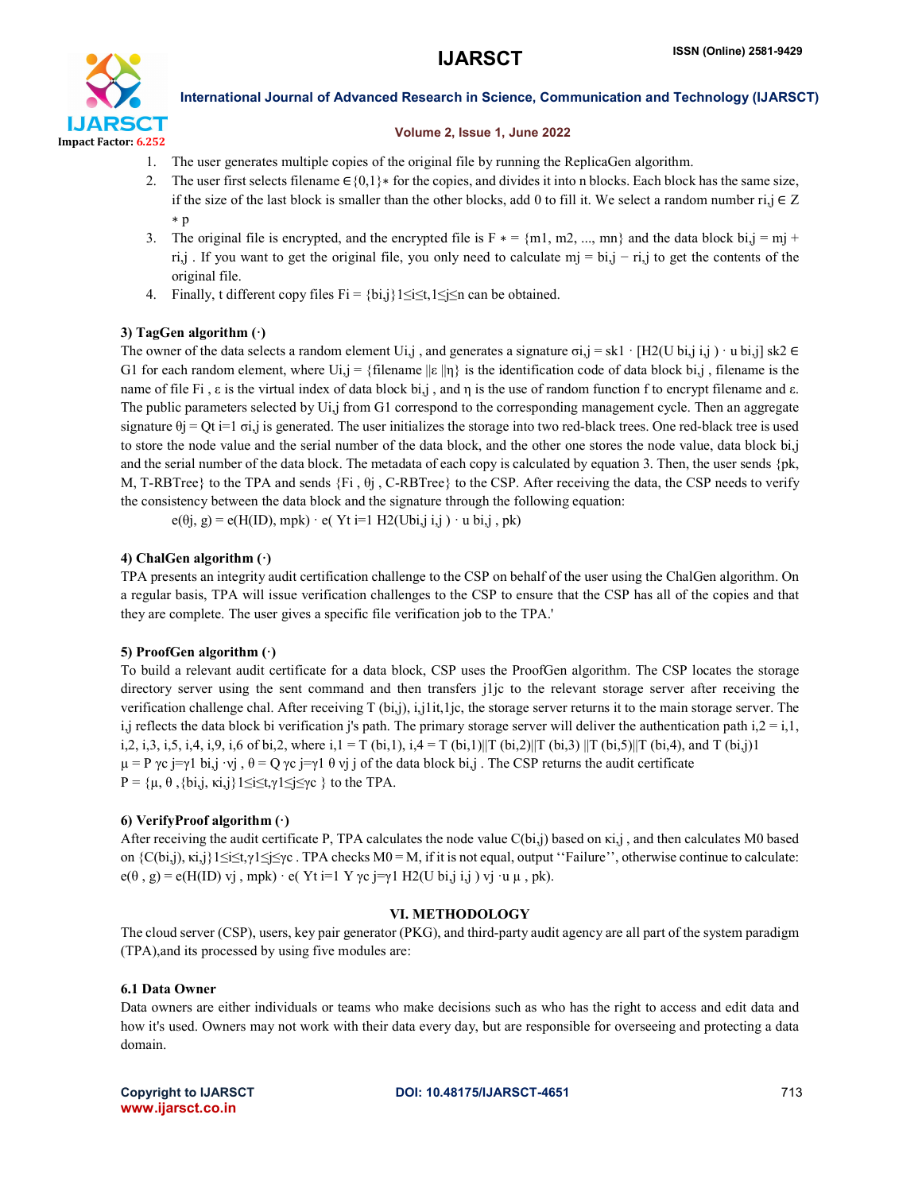1. The user generates multiple copies of the original file by running the ReplicaGen algorithm.
2. The user first selects filename $\in \{0,1\}*$ for the copies, and divides it into n blocks. Each block has the same size, if the size of the last block is smaller than the other blocks, add 0 to fill it. We select a random number $r_{i,j} \in Z*p$
3. The original file is encrypted, and the encrypted file is $F* = \{m1, m2, ..., mn\}$ and the data block $b_{i,j} = m_j + r_{i,j}$ . If you want to get the original file, you only need to calculate $m_j = b_{i,j} - r_{i,j}$ to get the contents of the original file.
4. Finally, t different copy files $F_i = \{b_{i,j}\}_{1 \le i \le t, 1 \le j \le n}$ can be obtained.

**3) TagGen algorithm (·)**

The owner of the data selects a random element $U_{i,j}$ , and generates a signature $\sigma_{i,j} = sk1 \cdot [H2(U\ b_{i,j}\ i,j) \cdot u\ b_{i,j}]\ sk2 \in G1$ for each random element, where $U_{i,j} = \{filename \,\|\varepsilon\, \|\eta\}$ is the identification code of data block $b_{i,j}$ , filename is the name of file $F_i$ , ε is the virtual index of data block $b_{i,j}$ , and η is the use of random function f to encrypt filename and ε. The public parameters selected by $U_{i,j}$ from G1 correspond to the corresponding management cycle. Then an aggregate signature $\theta_j = Qt\ i=1\ \sigma_{i,j}$ is generated. The user initializes the storage into two red-black trees. One red-black tree is used to store the node value and the serial number of the data block, and the other one stores the node value, data block $b_{i,j}$ and the serial number of the data block. The metadata of each copy is calculated by equation 3. Then, the user sends {pk, M, T-RBTree} to the TPA and sends $\{F_i , \theta_j$ , C-RBTree} to the CSP. After receiving the data, the CSP needs to verify the consistency between the data block and the signature through the following equation:

$$e(\theta_j, g) = e(H(ID), mpk) \cdot e( Yt\ i=1\ H2(U b_{i,j}\ i,j ) \cdot u\ b_{i,j} , pk)$$

**4) ChalGen algorithm (·)**

TPA presents an integrity audit certification challenge to the CSP on behalf of the user using the ChalGen algorithm. On a regular basis, TPA will issue verification challenges to the CSP to ensure that the CSP has all of the copies and that they are complete. The user gives a specific file verification job to the TPA.'

**5) ProofGen algorithm (·)**

To build a relevant audit certificate for a data block, CSP uses the ProofGen algorithm. The CSP locates the storage directory server using the sent command and then transfers j1jc to the relevant storage server after receiving the verification challenge chal. After receiving T $(b_{i,j})$, i,j1it,1jc, the storage server returns it to the main storage server. The i,j reflects the data block bi verification j's path. The primary storage server will deliver the authentication path i,2 = i,1, i,2, i,3, i,5, i,4, i,9, i,6 of $b_{i,2}$, where i,1 = T $(b_{i,1})$, i,4 = T $(b_{i,1})$||T $(b_{i,2})$||T $(b_{i,3})$ ||T $(b_{i,5})$||T $(b_{i,4})$, and T $(b_{i,j})$1

$\mu = P\ \gamma c\ j{=}\gamma1\ b_{i,j} \cdot v_j$ , $\theta = Q\ \gamma c\ j{=}\gamma1\ \theta\ v_j\ j$ of the data block $b_{i,j}$ . The CSP returns the audit certificate

$P = \{\mu, \theta , \{b_{i,j}, \kappa_{i,j}\}_{1 \le i \le t, \gamma1 \le j \le \gamma c}\ \}$ to the TPA.

**6) VerifyProof algorithm (·)**

After receiving the audit certificate P, TPA calculates the node value $C(b_{i,j})$ based on $\kappa_{i,j}$ , and then calculates M0 based on $\{C(b_{i,j}), \kappa_{i,j}\}_{1 \le i \le t, \gamma1 \le j \le \gamma c}$ . TPA checks M0 = M, if it is not equal, output ''Failure'', otherwise continue to calculate: $e(\theta , g) = e(H(ID)\ v_j , mpk) \cdot e( Yt\ i=1\ Y\ \gamma c\ j{=}\gamma1\ H2(U\ b_{i,j}\ i,j )\ v_j \cdot u\ \mu , pk)$.

## VI. METHODOLOGY

The cloud server (CSP), users, key pair generator (PKG), and third-party audit agency are all part of the system paradigm (TPA),and its processed by using five modules are:

### 6.1 Data Owner

Data owners are either individuals or teams who make decisions such as who has the right to access and edit data and how it's used. Owners may not work with their data every day, but are responsible for overseeing and protecting a data domain.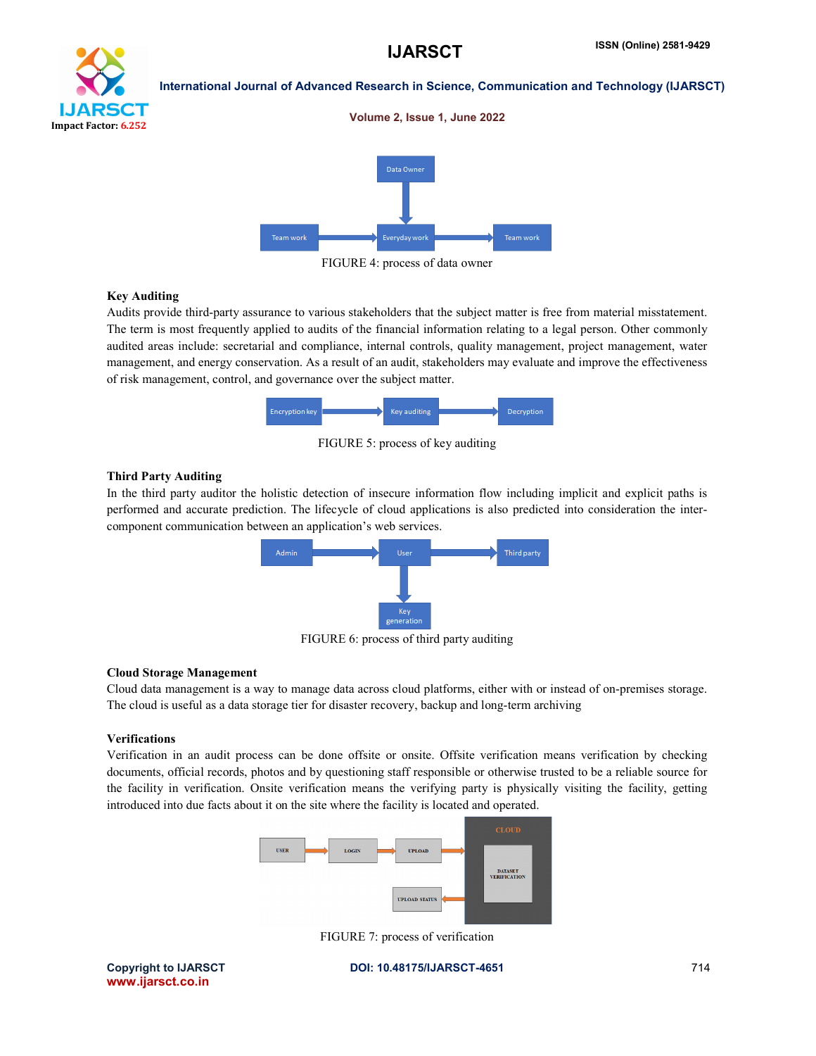FIGURE 4: process of data owner

### Key Auditing

Audits provide third-party assurance to various stakeholders that the subject matter is free from material misstatement. The term is most frequently applied to audits of the financial information relating to a legal person. Other commonly audited areas include: secretarial and compliance, internal controls, quality management, project management, water management, and energy conservation. As a result of an audit, stakeholders may evaluate and improve the effectiveness of risk management, control, and governance over the subject matter.

FIGURE 5: process of key auditing

### Third Party Auditing

In the third party auditor the holistic detection of insecure information flow including implicit and explicit paths is performed and accurate prediction. The lifecycle of cloud applications is also predicted into consideration the inter-component communication between an application's web services.

FIGURE 6: process of third party auditing

### Cloud Storage Management

Cloud data management is a way to manage data across cloud platforms, either with or instead of on-premises storage. The cloud is useful as a data storage tier for disaster recovery, backup and long-term archiving

### Verifications

Verification in an audit process can be done offsite or onsite. Offsite verification means verification by checking documents, official records, photos and by questioning staff responsible or otherwise trusted to be a reliable source for the facility in verification. Onsite verification means the verifying party is physically visiting the facility, getting introduced into due facts about it on the site where the facility is located and operated.

FIGURE 7: process of verification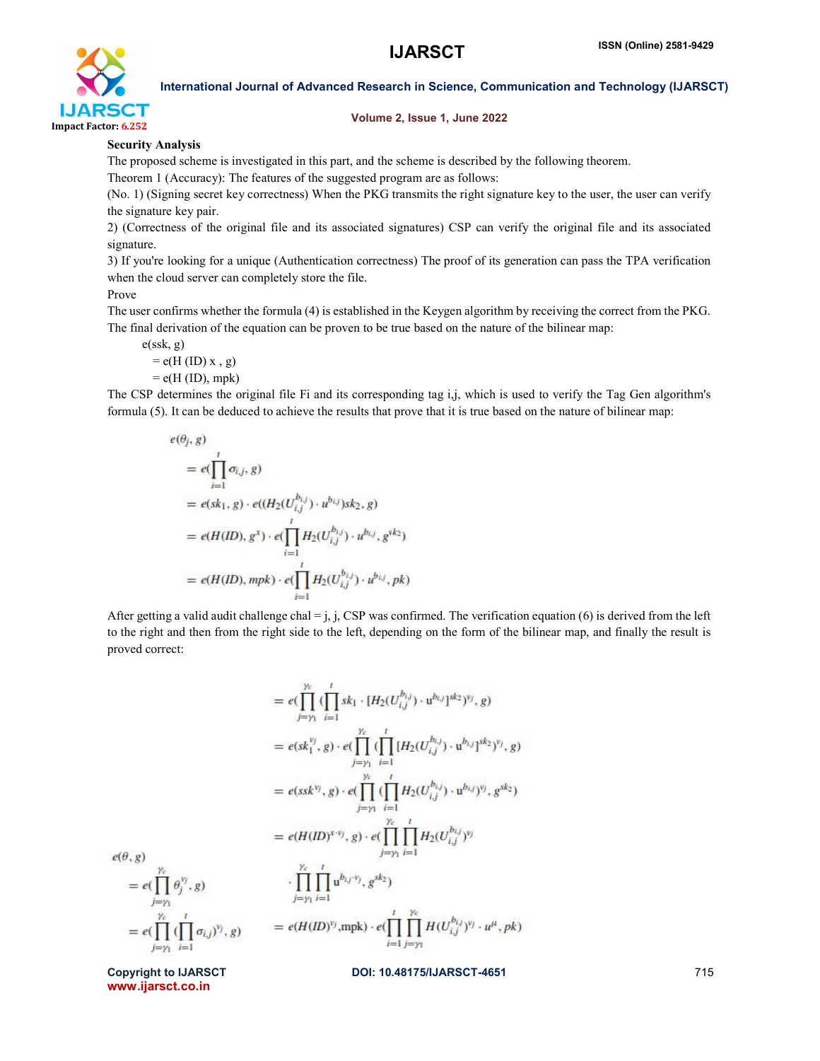**Security Analysis**

The proposed scheme is investigated in this part, and the scheme is described by the following theorem.

Theorem 1 (Accuracy): The features of the suggested program are as follows:

(No. 1) (Signing secret key correctness) When the PKG transmits the right signature key to the user, the user can verify the signature key pair.

2) (Correctness of the original file and its associated signatures) CSP can verify the original file and its associated signature.

3) If you're looking for a unique (Authentication correctness) The proof of its generation can pass the TPA verification when the cloud server can completely store the file.

Prove

The user confirms whether the formula (4) is established in the Keygen algorithm by receiving the correct from the PKG. The final derivation of the equation can be proven to be true based on the nature of the bilinear map:

e(ssk, g)

= e(H (ID) x , g)

= e(H (ID), mpk)

The CSP determines the original file Fi and its corresponding tag i,j, which is used to verify the Tag Gen algorithm's formula (5). It can be deduced to achieve the results that prove that it is true based on the nature of bilinear map:

$$
\begin{aligned}
e(\theta_j, g) &= e(\prod_{i=1}^{t} \sigma_{i,j}, g) \\
&= e(sk_1, g) \cdot e((H_2(U_{i,j}^{b_{i,j}}) \cdot u^{b_{i,j}})sk_2, g) \\
&= e(H(ID), g^x) \cdot e(\prod_{i=1}^{t} H_2(U_{i,j}^{b_{i,j}}) \cdot u^{b_{i,j}}, g^{sk_2}) \\
&= e(H(ID), mpk) \cdot e(\prod_{i=1}^{t} H_2(U_{i,j}^{b_{i,j}}) \cdot u^{b_{i,j}}, pk)
\end{aligned}
$$

After getting a valid audit challenge chal = j, j, CSP was confirmed. The verification equation (6) is derived from the left to the right and then from the right side to the left, depending on the form of the bilinear map, and finally the result is proved correct:

$$
\begin{aligned}
e(\theta, g) &= e(\prod_{j=\gamma_1}^{\gamma_c} \theta_j^{v_j}, g) \\
&= e(\prod_{j=\gamma_1}^{\gamma_c} (\prod_{i=1}^{t} \sigma_{i,j})^{v_j}, g) \\
&= e(\prod_{j=\gamma_1}^{\gamma_c} (\prod_{i=1}^{t} sk_1 \cdot [H_2(U_{i,j}^{b_{i,j}}) \cdot \mathrm{u}^{b_{i,j}}]^{sk_2})^{v_j}, g) \\
&= e(sk_1^{v_j}, g) \cdot e(\prod_{j=\gamma_1}^{\gamma_c} (\prod_{i=1}^{t} [H_2(U_{i,j}^{b_{i,j}}) \cdot \mathrm{u}^{b_{i,j}}]^{sk_2})^{v_j}, g) \\
&= e(ssk^{v_j}, g) \cdot e(\prod_{j=\gamma_1}^{\gamma_c} (\prod_{i=1}^{t} H_2(U_{i,j}^{b_{i,j}}) \cdot \mathrm{u}^{b_{i,j}})^{v_j}, g^{sk_2}) \\
&= e(H(ID)^{x \cdot v_j}, g) \cdot e(\prod_{j=\gamma_1}^{\gamma_c} \prod_{i=1}^{t} H_2(U_{i,j}^{b_{i,j}})^{v_j} \cdot \prod_{j=\gamma_1}^{\gamma_c} \prod_{i=1}^{t} \mathrm{u}^{b_{i,j} \cdot v_j}, g^{sk_2}) \\
&= e(H(ID)^{v_j}, \mathrm{mpk}) \cdot e(\prod_{i=1}^{t} \prod_{j=\gamma_1}^{\gamma_c} H(U_{i,j}^{b_{i,j}})^{v_j} \cdot u^{\mu}, pk)
\end{aligned}
$$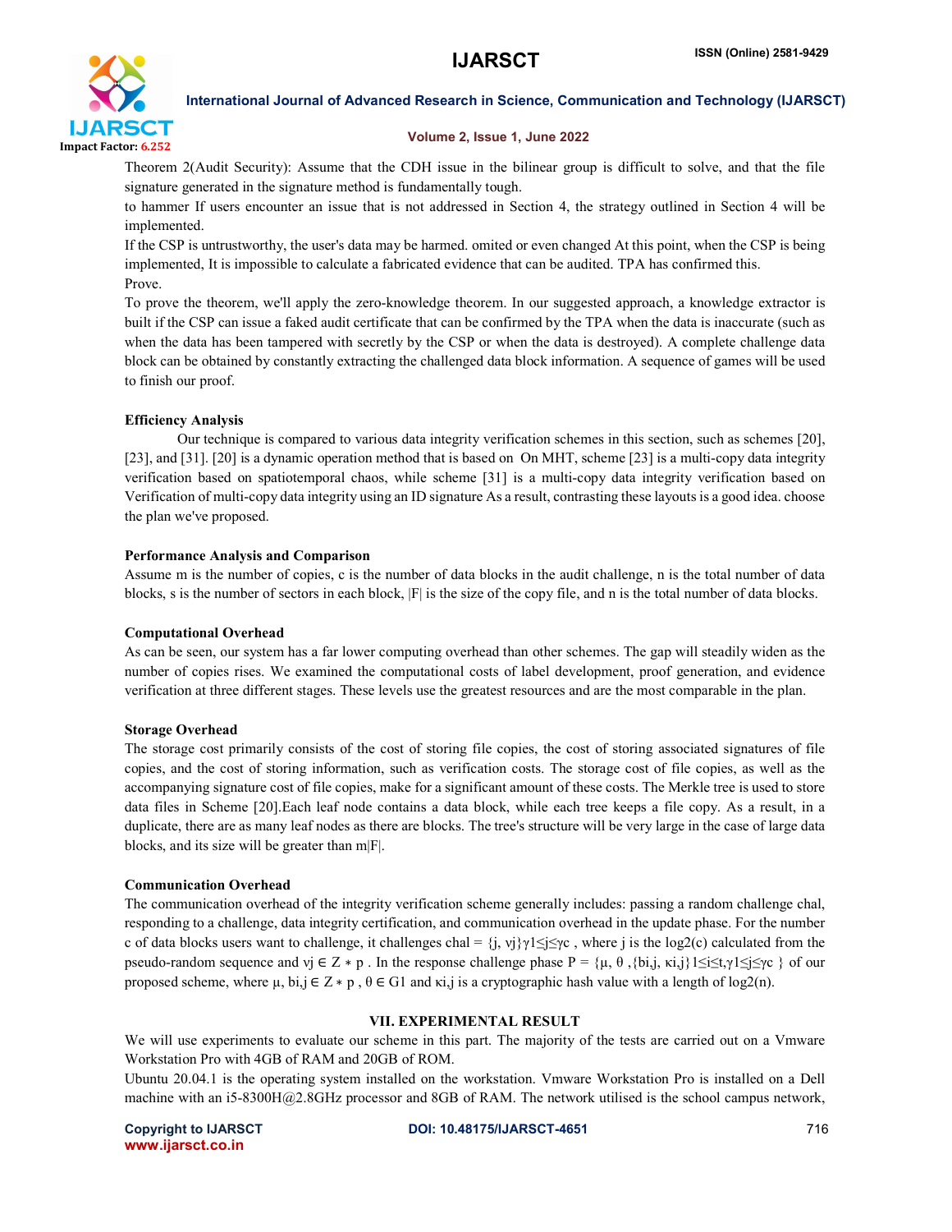Theorem 2(Audit Security): Assume that the CDH issue in the bilinear group is difficult to solve, and that the file signature generated in the signature method is fundamentally tough.

to hammer If users encounter an issue that is not addressed in Section 4, the strategy outlined in Section 4 will be implemented.

If the CSP is untrustworthy, the user's data may be harmed. omited or even changed At this point, when the CSP is being implemented, It is impossible to calculate a fabricated evidence that can be audited. TPA has confirmed this.

Prove.

To prove the theorem, we'll apply the zero-knowledge theorem. In our suggested approach, a knowledge extractor is built if the CSP can issue a faked audit certificate that can be confirmed by the TPA when the data is inaccurate (such as when the data has been tampered with secretly by the CSP or when the data is destroyed). A complete challenge data block can be obtained by constantly extracting the challenged data block information. A sequence of games will be used to finish our proof.

**Efficiency Analysis**

Our technique is compared to various data integrity verification schemes in this section, such as schemes [20], [23], and [31]. [20] is a dynamic operation method that is based on On MHT, scheme [23] is a multi-copy data integrity verification based on spatiotemporal chaos, while scheme [31] is a multi-copy data integrity verification based on Verification of multi-copy data integrity using an ID signature As a result, contrasting these layouts is a good idea. choose the plan we've proposed.

**Performance Analysis and Comparison**

Assume m is the number of copies, c is the number of data blocks in the audit challenge, n is the total number of data blocks, s is the number of sectors in each block, $|F|$ is the size of the copy file, and n is the total number of data blocks.

**Computational Overhead**

As can be seen, our system has a far lower computing overhead than other schemes. The gap will steadily widen as the number of copies rises. We examined the computational costs of label development, proof generation, and evidence verification at three different stages. These levels use the greatest resources and are the most comparable in the plan.

**Storage Overhead**

The storage cost primarily consists of the cost of storing file copies, the cost of storing associated signatures of file copies, and the cost of storing information, such as verification costs. The storage cost of file copies, as well as the accompanying signature cost of file copies, make for a significant amount of these costs. The Merkle tree is used to store data files in Scheme [20].Each leaf node contains a data block, while each tree keeps a file copy. As a result, in a duplicate, there are as many leaf nodes as there are blocks. The tree's structure will be very large in the case of large data blocks, and its size will be greater than $m|F|$.

**Communication Overhead**

The communication overhead of the integrity verification scheme generally includes: passing a random challenge chal, responding to a challenge, data integrity certification, and communication overhead in the update phase. For the number c of data blocks users want to challenge, it challenges chal = $\{j, v_j\}_{\gamma 1 \leq j \leq \gamma c}$ , where j is the log2(c) calculated from the pseudo-random sequence and $v_j \in Z*p$ . In the response challenge phase $P = \{\mu, \theta, \{b_{i,j}, \kappa_{i,j}\}_{1 \leq i \leq t, \gamma 1 \leq j \leq \gamma c}\}$ of our proposed scheme, where $\mu, b_{i,j} \in Z*p$ , $\theta \in G1$ and $\kappa_{i,j}$ is a cryptographic hash value with a length of log2(n).

## VII. EXPERIMENTAL RESULT

We will use experiments to evaluate our scheme in this part. The majority of the tests are carried out on a Vmware Workstation Pro with 4GB of RAM and 20GB of ROM.

Ubuntu 20.04.1 is the operating system installed on the workstation. Vmware Workstation Pro is installed on a Dell machine with an i5-8300H@2.8GHz processor and 8GB of RAM. The network utilised is the school campus network,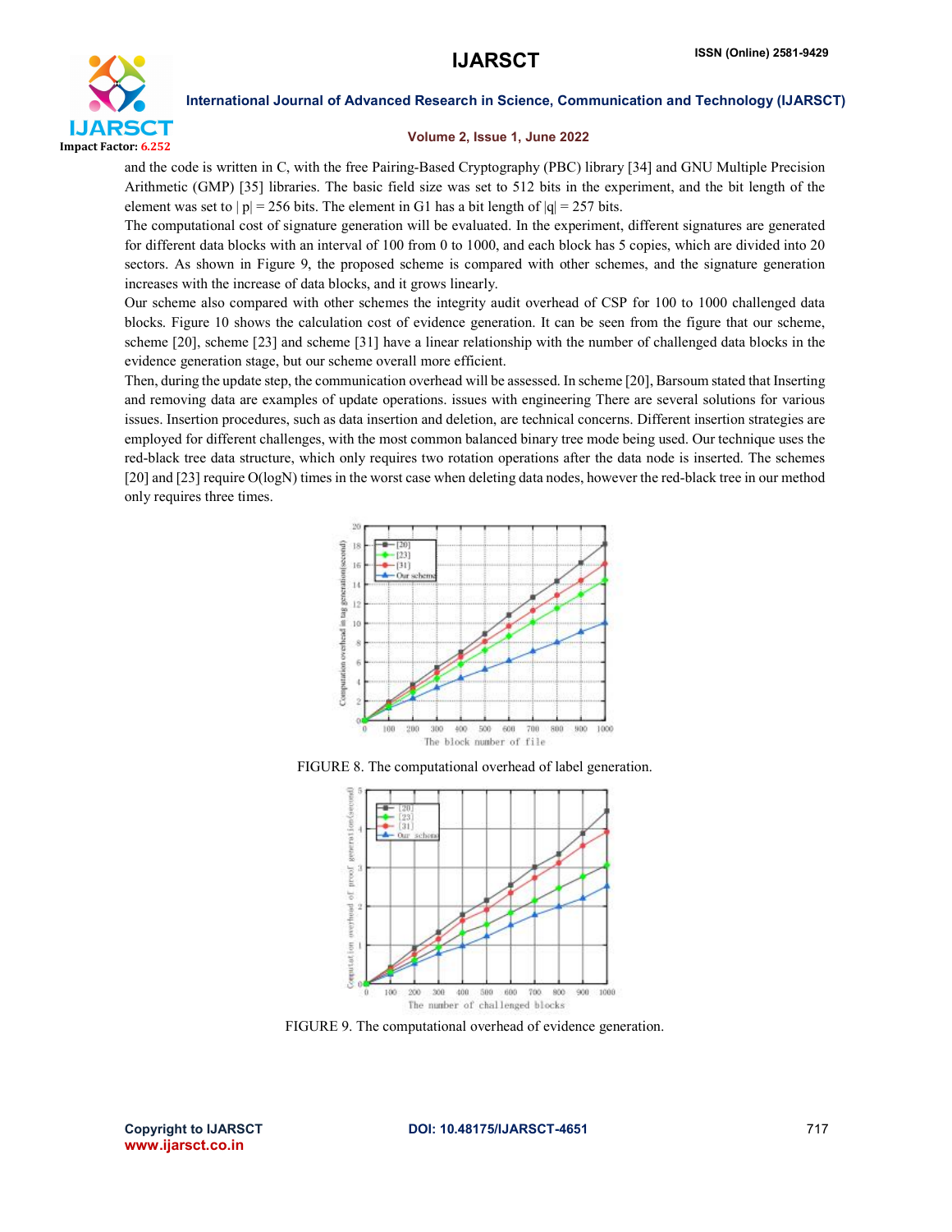and the code is written in C, with the free Pairing-Based Cryptography (PBC) library [34] and GNU Multiple Precision Arithmetic (GMP) [35] libraries. The basic field size was set to 512 bits in the experiment, and the bit length of the element was set to $|p| = 256$ bits. The element in G1 has a bit length of $|q| = 257$ bits.

The computational cost of signature generation will be evaluated. In the experiment, different signatures are generated for different data blocks with an interval of 100 from 0 to 1000, and each block has 5 copies, which are divided into 20 sectors. As shown in Figure 9, the proposed scheme is compared with other schemes, and the signature generation increases with the increase of data blocks, and it grows linearly.

Our scheme also compared with other schemes the integrity audit overhead of CSP for 100 to 1000 challenged data blocks. Figure 10 shows the calculation cost of evidence generation. It can be seen from the figure that our scheme, scheme [20], scheme [23] and scheme [31] have a linear relationship with the number of challenged data blocks in the evidence generation stage, but our scheme overall more efficient.

Then, during the update step, the communication overhead will be assessed. In scheme [20], Barsoum stated that Inserting and removing data are examples of update operations. issues with engineering There are several solutions for various issues. Insertion procedures, such as data insertion and deletion, are technical concerns. Different insertion strategies are employed for different challenges, with the most common balanced binary tree mode being used. Our technique uses the red-black tree data structure, which only requires two rotation operations after the data node is inserted. The schemes [20] and [23] require O(logN) times in the worst case when deleting data nodes, however the red-black tree in our method only requires three times.

FIGURE 8. The computational overhead of label generation.

FIGURE 9. The computational overhead of evidence generation.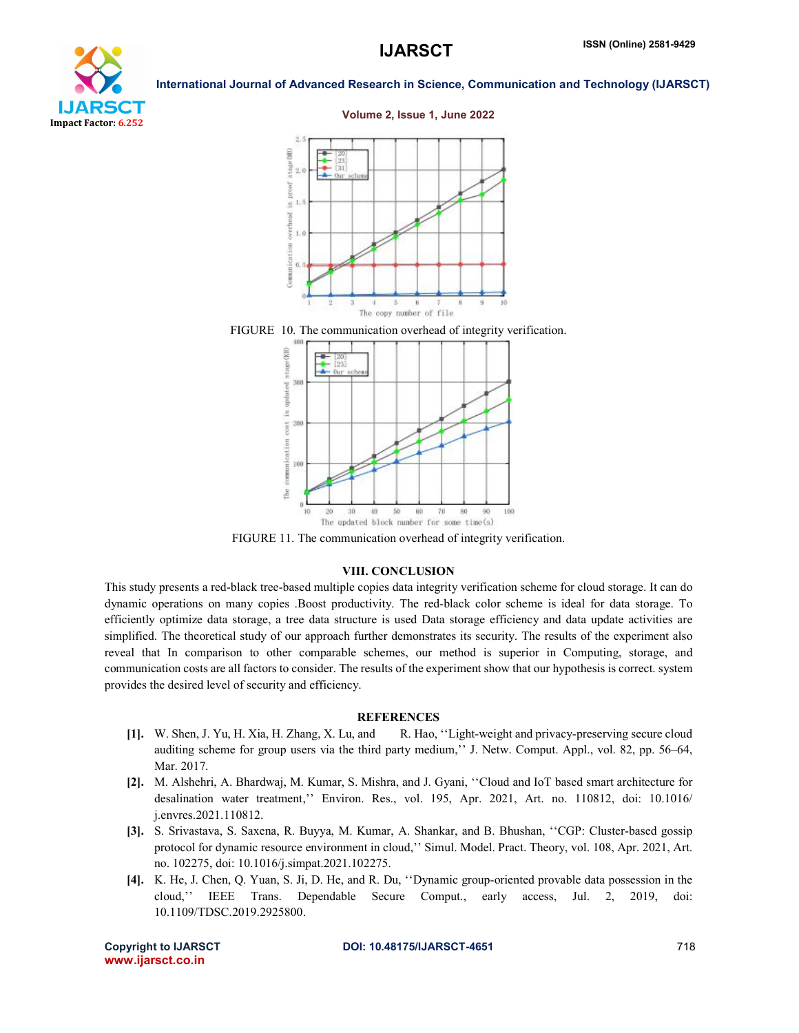FIGURE 10. The communication overhead of integrity verification.

FIGURE 11. The communication overhead of integrity verification.

## VIII. CONCLUSION

This study presents a red-black tree-based multiple copies data integrity verification scheme for cloud storage. It can do dynamic operations on many copies .Boost productivity. The red-black color scheme is ideal for data storage. To efficiently optimize data storage, a tree data structure is used Data storage efficiency and data update activities are simplified. The theoretical study of our approach further demonstrates its security. The results of the experiment also reveal that In comparison to other comparable schemes, our method is superior in Computing, storage, and communication costs are all factors to consider. The results of the experiment show that our hypothesis is correct. system provides the desired level of security and efficiency.

## REFERENCES

- [1]. W. Shen, J. Yu, H. Xia, H. Zhang, X. Lu, and R. Hao, ''Light-weight and privacy-preserving secure cloud auditing scheme for group users via the third party medium,'' J. Netw. Comput. Appl., vol. 82, pp. 56–64, Mar. 2017.
- [2]. M. Alshehri, A. Bhardwaj, M. Kumar, S. Mishra, and J. Gyani, ''Cloud and IoT based smart architecture for desalination water treatment,'' Environ. Res., vol. 195, Apr. 2021, Art. no. 110812, doi: 10.1016/ j.envres.2021.110812.
- [3]. S. Srivastava, S. Saxena, R. Buyya, M. Kumar, A. Shankar, and B. Bhushan, ''CGP: Cluster-based gossip protocol for dynamic resource environment in cloud,'' Simul. Model. Pract. Theory, vol. 108, Apr. 2021, Art. no. 102275, doi: 10.1016/j.simpat.2021.102275.
- [4]. K. He, J. Chen, Q. Yuan, S. Ji, D. He, and R. Du, ''Dynamic group-oriented provable data possession in the cloud,'' IEEE Trans. Dependable Secure Comput., early access, Jul. 2, 2019, doi: 10.1109/TDSC.2019.2925800.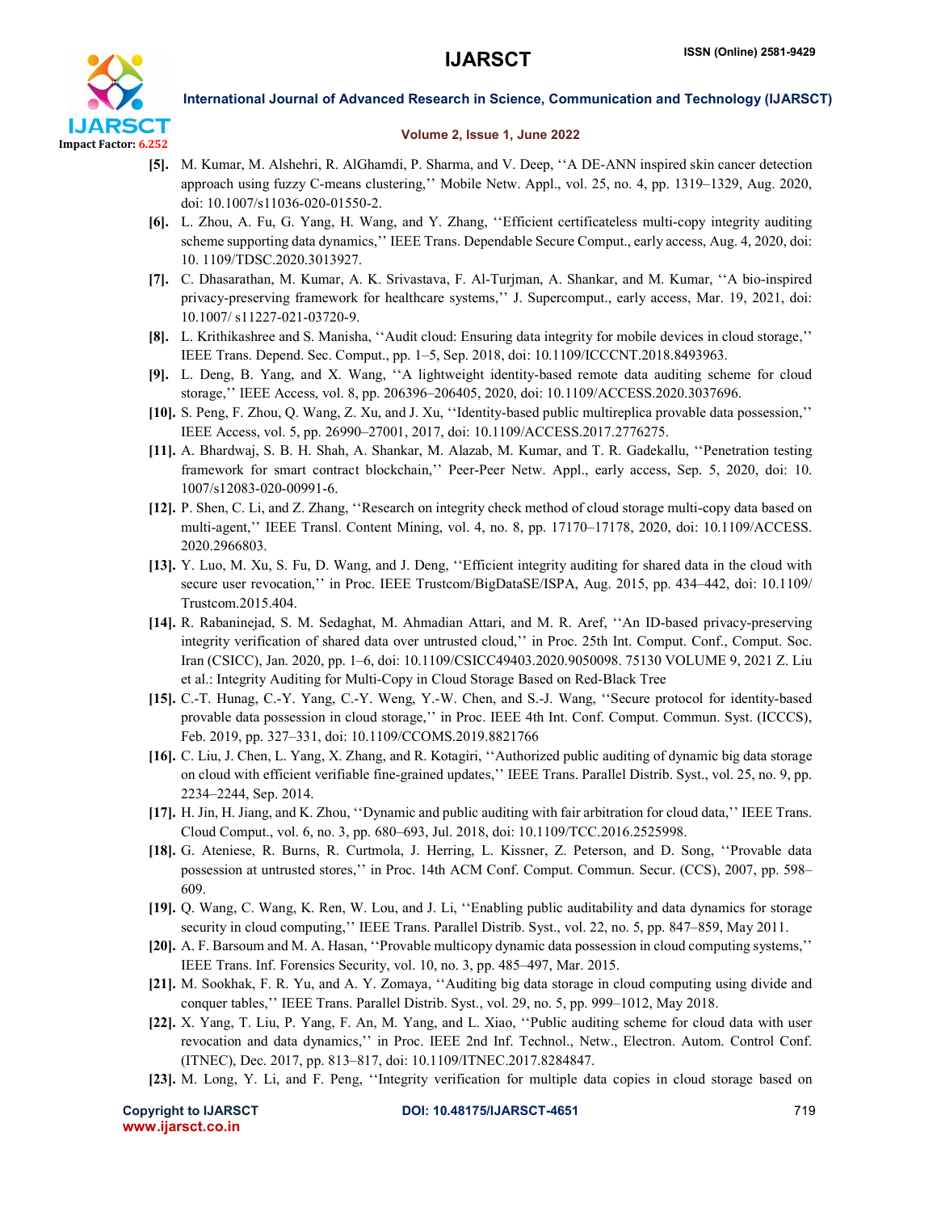[5]. M. Kumar, M. Alshehri, R. AlGhamdi, P. Sharma, and V. Deep, ''A DE-ANN inspired skin cancer detection approach using fuzzy C-means clustering,'' Mobile Netw. Appl., vol. 25, no. 4, pp. 1319–1329, Aug. 2020, doi: 10.1007/s11036-020-01550-2.

[6]. L. Zhou, A. Fu, G. Yang, H. Wang, and Y. Zhang, ''Efficient certificateless multi-copy integrity auditing scheme supporting data dynamics,'' IEEE Trans. Dependable Secure Comput., early access, Aug. 4, 2020, doi: 10. 1109/TDSC.2020.3013927.

[7]. C. Dhasarathan, M. Kumar, A. K. Srivastava, F. Al-Turjman, A. Shankar, and M. Kumar, ''A bio-inspired privacy-preserving framework for healthcare systems,'' J. Supercomput., early access, Mar. 19, 2021, doi: 10.1007/ s11227-021-03720-9.

[8]. L. Krithikashree and S. Manisha, ''Audit cloud: Ensuring data integrity for mobile devices in cloud storage,'' IEEE Trans. Depend. Sec. Comput., pp. 1–5, Sep. 2018, doi: 10.1109/ICCCNT.2018.8493963.

[9]. L. Deng, B. Yang, and X. Wang, ''A lightweight identity-based remote data auditing scheme for cloud storage,'' IEEE Access, vol. 8, pp. 206396–206405, 2020, doi: 10.1109/ACCESS.2020.3037696.

[10]. S. Peng, F. Zhou, Q. Wang, Z. Xu, and J. Xu, ''Identity-based public multireplica provable data possession,'' IEEE Access, vol. 5, pp. 26990–27001, 2017, doi: 10.1109/ACCESS.2017.2776275.

[11]. A. Bhardwaj, S. B. H. Shah, A. Shankar, M. Alazab, M. Kumar, and T. R. Gadekallu, ''Penetration testing framework for smart contract blockchain,'' Peer-Peer Netw. Appl., early access, Sep. 5, 2020, doi: 10. 1007/s12083-020-00991-6.

[12]. P. Shen, C. Li, and Z. Zhang, ''Research on integrity check method of cloud storage multi-copy data based on multi-agent,'' IEEE Transl. Content Mining, vol. 4, no. 8, pp. 17170–17178, 2020, doi: 10.1109/ACCESS. 2020.2966803.

[13]. Y. Luo, M. Xu, S. Fu, D. Wang, and J. Deng, ''Efficient integrity auditing for shared data in the cloud with secure user revocation,'' in Proc. IEEE Trustcom/BigDataSE/ISPA, Aug. 2015, pp. 434–442, doi: 10.1109/ Trustcom.2015.404.

[14]. R. Rabaninejad, S. M. Sedaghat, M. Ahmadian Attari, and M. R. Aref, ''An ID-based privacy-preserving integrity verification of shared data over untrusted cloud,'' in Proc. 25th Int. Comput. Conf., Comput. Soc. Iran (CSICC), Jan. 2020, pp. 1–6, doi: 10.1109/CSICC49403.2020.9050098. 75130 VOLUME 9, 2021 Z. Liu et al.: Integrity Auditing for Multi-Copy in Cloud Storage Based on Red-Black Tree

[15]. C.-T. Hunag, C.-Y. Yang, C.-Y. Weng, Y.-W. Chen, and S.-J. Wang, ''Secure protocol for identity-based provable data possession in cloud storage,'' in Proc. IEEE 4th Int. Conf. Comput. Commun. Syst. (ICCCS), Feb. 2019, pp. 327–331, doi: 10.1109/CCOMS.2019.8821766

[16]. C. Liu, J. Chen, L. Yang, X. Zhang, and R. Kotagiri, ''Authorized public auditing of dynamic big data storage on cloud with efficient verifiable fine-grained updates,'' IEEE Trans. Parallel Distrib. Syst., vol. 25, no. 9, pp. 2234–2244, Sep. 2014.

[17]. H. Jin, H. Jiang, and K. Zhou, ''Dynamic and public auditing with fair arbitration for cloud data,'' IEEE Trans. Cloud Comput., vol. 6, no. 3, pp. 680–693, Jul. 2018, doi: 10.1109/TCC.2016.2525998.

[18]. G. Ateniese, R. Burns, R. Curtmola, J. Herring, L. Kissner, Z. Peterson, and D. Song, ''Provable data possession at untrusted stores,'' in Proc. 14th ACM Conf. Comput. Commun. Secur. (CCS), 2007, pp. 598–609.

[19]. Q. Wang, C. Wang, K. Ren, W. Lou, and J. Li, ''Enabling public auditability and data dynamics for storage security in cloud computing,'' IEEE Trans. Parallel Distrib. Syst., vol. 22, no. 5, pp. 847–859, May 2011.

[20]. A. F. Barsoum and M. A. Hasan, ''Provable multicopy dynamic data possession in cloud computing systems,'' IEEE Trans. Inf. Forensics Security, vol. 10, no. 3, pp. 485–497, Mar. 2015.

[21]. M. Sookhak, F. R. Yu, and A. Y. Zomaya, ''Auditing big data storage in cloud computing using divide and conquer tables,'' IEEE Trans. Parallel Distrib. Syst., vol. 29, no. 5, pp. 999–1012, May 2018.

[22]. X. Yang, T. Liu, P. Yang, F. An, M. Yang, and L. Xiao, ''Public auditing scheme for cloud data with user revocation and data dynamics,'' in Proc. IEEE 2nd Inf. Technol., Netw., Electron. Autom. Control Conf. (ITNEC), Dec. 2017, pp. 813–817, doi: 10.1109/ITNEC.2017.8284847.

[23]. M. Long, Y. Li, and F. Peng, ''Integrity verification for multiple data copies in cloud storage based on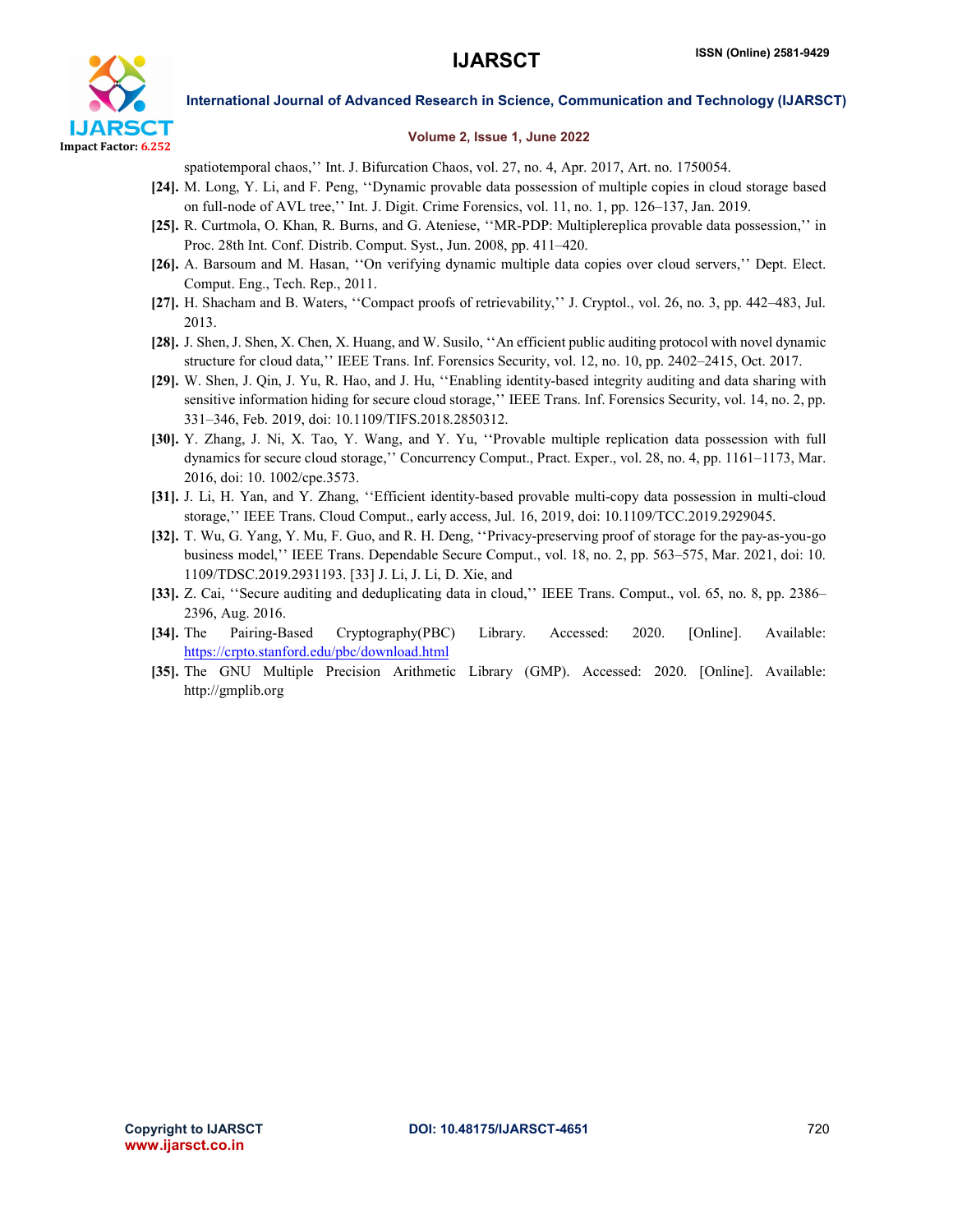spatiotemporal chaos,'' Int. J. Bifurcation Chaos, vol. 27, no. 4, Apr. 2017, Art. no. 1750054.

**[24].** M. Long, Y. Li, and F. Peng, ''Dynamic provable data possession of multiple copies in cloud storage based on full-node of AVL tree,'' Int. J. Digit. Crime Forensics, vol. 11, no. 1, pp. 126–137, Jan. 2019.

**[25].** R. Curtmola, O. Khan, R. Burns, and G. Ateniese, ''MR-PDP: Multiplereplica provable data possession,'' in Proc. 28th Int. Conf. Distrib. Comput. Syst., Jun. 2008, pp. 411–420.

**[26].** A. Barsoum and M. Hasan, ''On verifying dynamic multiple data copies over cloud servers,'' Dept. Elect. Comput. Eng., Tech. Rep., 2011.

**[27].** H. Shacham and B. Waters, ''Compact proofs of retrievability,'' J. Cryptol., vol. 26, no. 3, pp. 442–483, Jul. 2013.

**[28].** J. Shen, J. Shen, X. Chen, X. Huang, and W. Susilo, ''An efficient public auditing protocol with novel dynamic structure for cloud data,'' IEEE Trans. Inf. Forensics Security, vol. 12, no. 10, pp. 2402–2415, Oct. 2017.

**[29].** W. Shen, J. Qin, J. Yu, R. Hao, and J. Hu, ''Enabling identity-based integrity auditing and data sharing with sensitive information hiding for secure cloud storage,'' IEEE Trans. Inf. Forensics Security, vol. 14, no. 2, pp. 331–346, Feb. 2019, doi: 10.1109/TIFS.2018.2850312.

**[30].** Y. Zhang, J. Ni, X. Tao, Y. Wang, and Y. Yu, ''Provable multiple replication data possession with full dynamics for secure cloud storage,'' Concurrency Comput., Pract. Exper., vol. 28, no. 4, pp. 1161–1173, Mar. 2016, doi: 10. 1002/cpe.3573.

**[31].** J. Li, H. Yan, and Y. Zhang, ''Efficient identity-based provable multi-copy data possession in multi-cloud storage,'' IEEE Trans. Cloud Comput., early access, Jul. 16, 2019, doi: 10.1109/TCC.2019.2929045.

**[32].** T. Wu, G. Yang, Y. Mu, F. Guo, and R. H. Deng, ''Privacy-preserving proof of storage for the pay-as-you-go business model,'' IEEE Trans. Dependable Secure Comput., vol. 18, no. 2, pp. 563–575, Mar. 2021, doi: 10. 1109/TDSC.2019.2931193. [33] J. Li, J. Li, D. Xie, and

**[33].** Z. Cai, ''Secure auditing and deduplicating data in cloud,'' IEEE Trans. Comput., vol. 65, no. 8, pp. 2386–2396, Aug. 2016.

**[34].** The Pairing-Based Cryptography(PBC) Library. Accessed: 2020. [Online]. Available: https://crpto.stanford.edu/pbc/download.html

**[35].** The GNU Multiple Precision Arithmetic Library (GMP). Accessed: 2020. [Online]. Available: http://gmplib.org